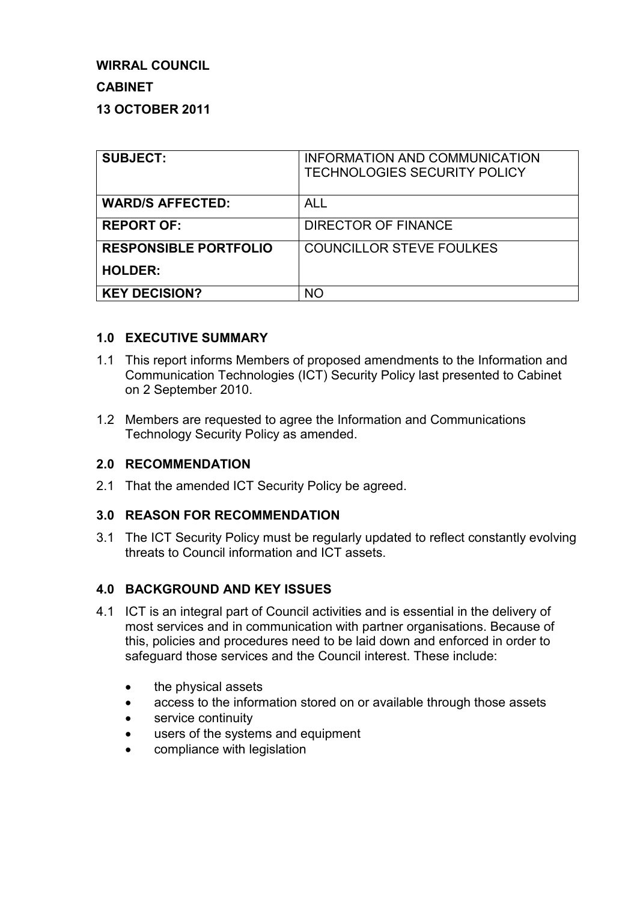**WIRRAL COUNCIL**

**CABINET**

**13 OCTOBER 2011**

| **SUBJECT:** | INFORMATION AND COMMUNICATION TECHNOLOGIES SECURITY POLICY |
|---|---|
| **WARD/S AFFECTED:** | ALL |
| **REPORT OF:** | DIRECTOR OF FINANCE |
| **RESPONSIBLE PORTFOLIO HOLDER:** | COUNCILLOR STEVE FOULKES |
| **KEY DECISION?** | NO |

## 1.0 EXECUTIVE SUMMARY

1.1 This report informs Members of proposed amendments to the Information and Communication Technologies (ICT) Security Policy last presented to Cabinet on 2 September 2010.

1.2 Members are requested to agree the Information and Communications Technology Security Policy as amended.

## 2.0 RECOMMENDATION

2.1 That the amended ICT Security Policy be agreed.

## 3.0 REASON FOR RECOMMENDATION

3.1 The ICT Security Policy must be regularly updated to reflect constantly evolving threats to Council information and ICT assets.

## 4.0 BACKGROUND AND KEY ISSUES

4.1 ICT is an integral part of Council activities and is essential in the delivery of most services and in communication with partner organisations. Because of this, policies and procedures need to be laid down and enforced in order to safeguard those services and the Council interest. These include:

- the physical assets
- access to the information stored on or available through those assets
- service continuity
- users of the systems and equipment
- compliance with legislation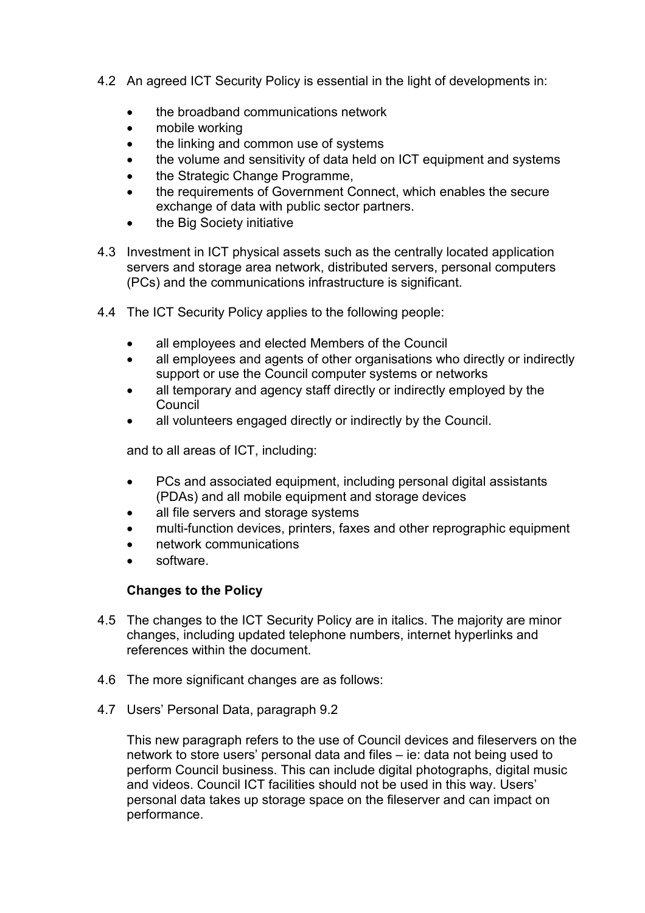4.2 An agreed ICT Security Policy is essential in the light of developments in:

- the broadband communications network
- mobile working
- the linking and common use of systems
- the volume and sensitivity of data held on ICT equipment and systems
- the Strategic Change Programme,
- the requirements of Government Connect, which enables the secure exchange of data with public sector partners.
- the Big Society initiative

4.3 Investment in ICT physical assets such as the centrally located application servers and storage area network, distributed servers, personal computers (PCs) and the communications infrastructure is significant.

4.4 The ICT Security Policy applies to the following people:

- all employees and elected Members of the Council
- all employees and agents of other organisations who directly or indirectly support or use the Council computer systems or networks
- all temporary and agency staff directly or indirectly employed by the Council
- all volunteers engaged directly or indirectly by the Council.

and to all areas of ICT, including:

- PCs and associated equipment, including personal digital assistants (PDAs) and all mobile equipment and storage devices
- all file servers and storage systems
- multi-function devices, printers, faxes and other reprographic equipment
- network communications
- software.

**Changes to the Policy**

4.5 The changes to the ICT Security Policy are in italics. The majority are minor changes, including updated telephone numbers, internet hyperlinks and references within the document.

4.6 The more significant changes are as follows:

4.7 Users' Personal Data, paragraph 9.2

This new paragraph refers to the use of Council devices and fileservers on the network to store users' personal data and files – ie: data not being used to perform Council business. This can include digital photographs, digital music and videos. Council ICT facilities should not be used in this way. Users' personal data takes up storage space on the fileserver and can impact on performance.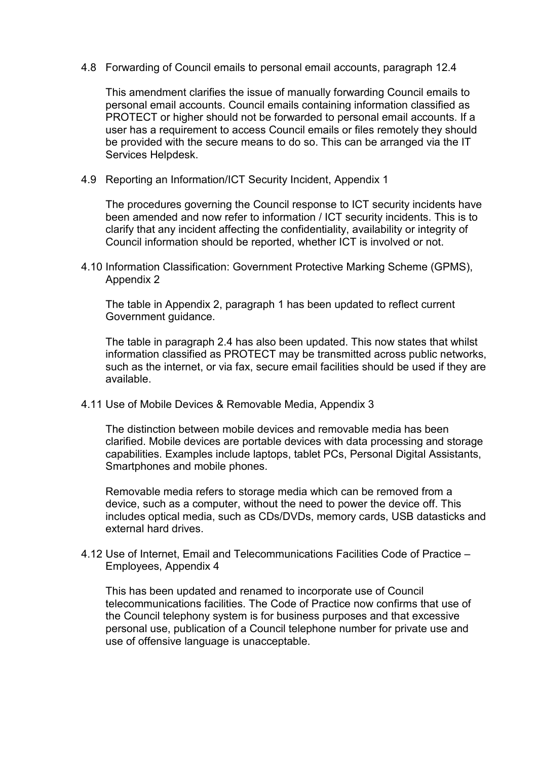4.8 Forwarding of Council emails to personal email accounts, paragraph 12.4

This amendment clarifies the issue of manually forwarding Council emails to personal email accounts. Council emails containing information classified as PROTECT or higher should not be forwarded to personal email accounts. If a user has a requirement to access Council emails or files remotely they should be provided with the secure means to do so. This can be arranged via the IT Services Helpdesk.

4.9 Reporting an Information/ICT Security Incident, Appendix 1

The procedures governing the Council response to ICT security incidents have been amended and now refer to information / ICT security incidents. This is to clarify that any incident affecting the confidentiality, availability or integrity of Council information should be reported, whether ICT is involved or not.

4.10 Information Classification: Government Protective Marking Scheme (GPMS), Appendix 2

The table in Appendix 2, paragraph 1 has been updated to reflect current Government guidance.

The table in paragraph 2.4 has also been updated. This now states that whilst information classified as PROTECT may be transmitted across public networks, such as the internet, or via fax, secure email facilities should be used if they are available.

4.11 Use of Mobile Devices & Removable Media, Appendix 3

The distinction between mobile devices and removable media has been clarified. Mobile devices are portable devices with data processing and storage capabilities. Examples include laptops, tablet PCs, Personal Digital Assistants, Smartphones and mobile phones.

Removable media refers to storage media which can be removed from a device, such as a computer, without the need to power the device off. This includes optical media, such as CDs/DVDs, memory cards, USB datasticks and external hard drives.

4.12 Use of Internet, Email and Telecommunications Facilities Code of Practice – Employees, Appendix 4

This has been updated and renamed to incorporate use of Council telecommunications facilities. The Code of Practice now confirms that use of the Council telephony system is for business purposes and that excessive personal use, publication of a Council telephone number for private use and use of offensive language is unacceptable.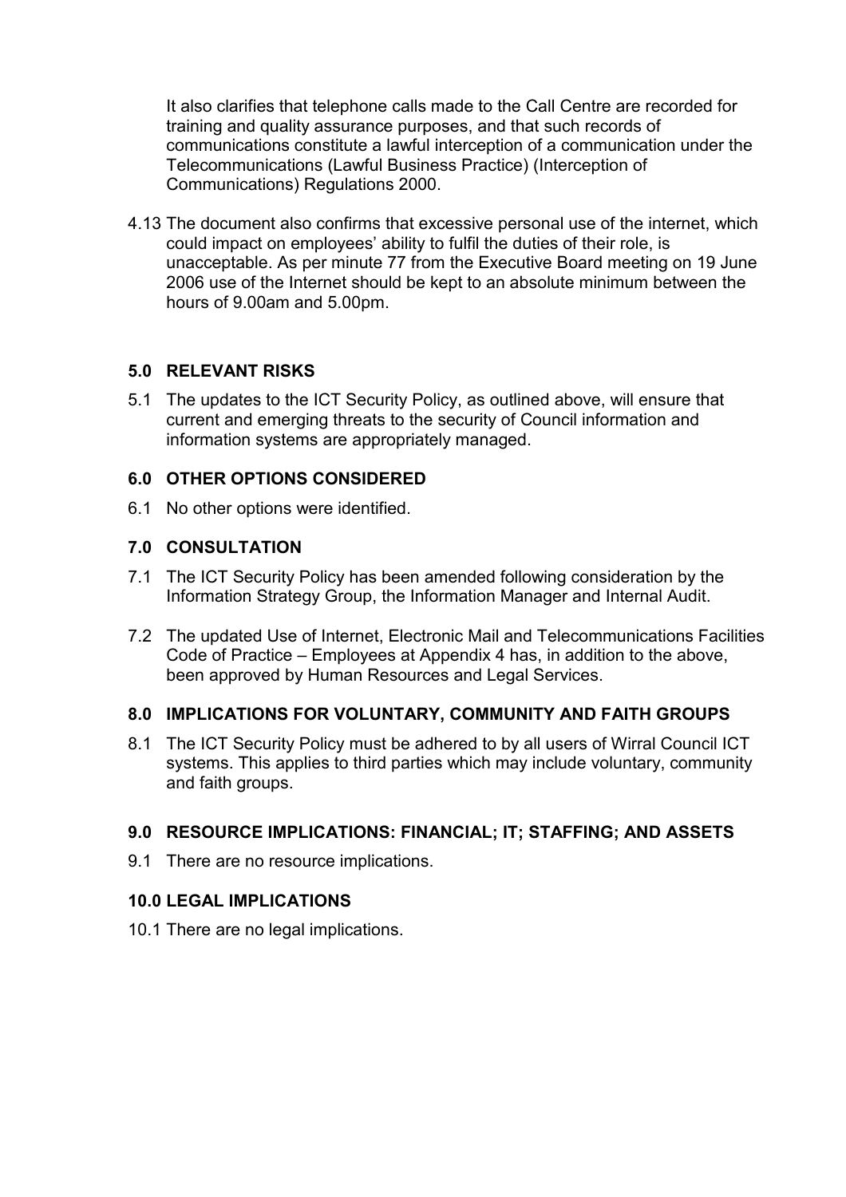It also clarifies that telephone calls made to the Call Centre are recorded for training and quality assurance purposes, and that such records of communications constitute a lawful interception of a communication under the Telecommunications (Lawful Business Practice) (Interception of Communications) Regulations 2000.

4.13 The document also confirms that excessive personal use of the internet, which could impact on employees' ability to fulfil the duties of their role, is unacceptable. As per minute 77 from the Executive Board meeting on 19 June 2006 use of the Internet should be kept to an absolute minimum between the hours of 9.00am and 5.00pm.

## 5.0 RELEVANT RISKS

5.1 The updates to the ICT Security Policy, as outlined above, will ensure that current and emerging threats to the security of Council information and information systems are appropriately managed.

## 6.0 OTHER OPTIONS CONSIDERED

6.1 No other options were identified.

## 7.0 CONSULTATION

7.1 The ICT Security Policy has been amended following consideration by the Information Strategy Group, the Information Manager and Internal Audit.

7.2 The updated Use of Internet, Electronic Mail and Telecommunications Facilities Code of Practice – Employees at Appendix 4 has, in addition to the above, been approved by Human Resources and Legal Services.

## 8.0 IMPLICATIONS FOR VOLUNTARY, COMMUNITY AND FAITH GROUPS

8.1 The ICT Security Policy must be adhered to by all users of Wirral Council ICT systems. This applies to third parties which may include voluntary, community and faith groups.

## 9.0 RESOURCE IMPLICATIONS: FINANCIAL; IT; STAFFING; AND ASSETS

9.1 There are no resource implications.

## 10.0 LEGAL IMPLICATIONS

10.1 There are no legal implications.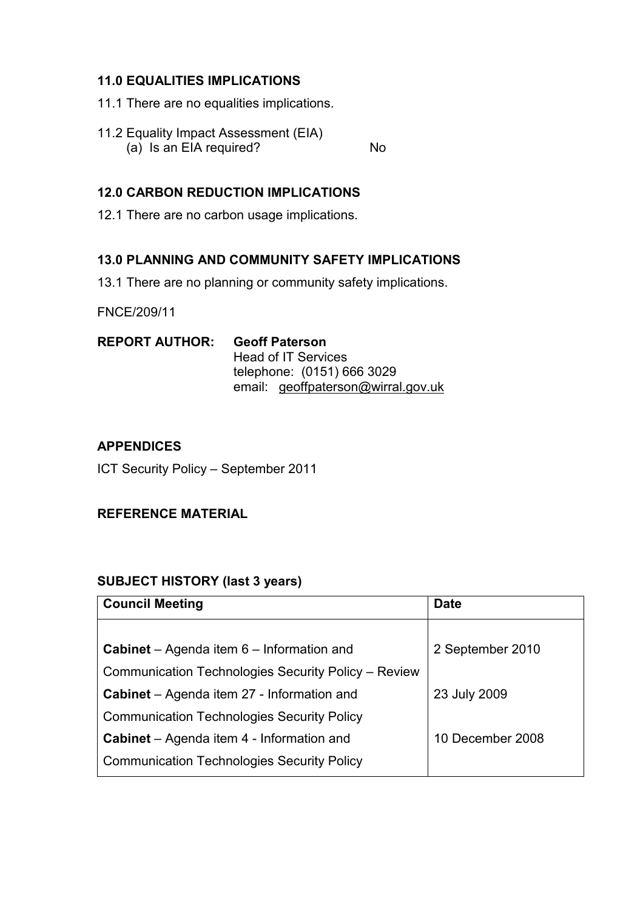## 11.0 EQUALITIES IMPLICATIONS

11.1 There are no equalities implications.

11.2 Equality Impact Assessment (EIA)
(a) Is an EIA required? No

## 12.0 CARBON REDUCTION IMPLICATIONS

12.1 There are no carbon usage implications.

## 13.0 PLANNING AND COMMUNITY SAFETY IMPLICATIONS

13.1 There are no planning or community safety implications.

FNCE/209/11

**REPORT AUTHOR: Geoff Paterson**
Head of IT Services
telephone: (0151) 666 3029
email: geoffpaterson@wirral.gov.uk

## APPENDICES

ICT Security Policy – September 2011

## REFERENCE MATERIAL

## SUBJECT HISTORY (last 3 years)

| Council Meeting | Date |
|---|---|
| **Cabinet** – Agenda item 6 – Information and Communication Technologies Security Policy – Review | 2 September 2010 |
| **Cabinet** – Agenda item 27 - Information and Communication Technologies Security Policy | 23 July 2009 |
| **Cabinet** – Agenda item 4 - Information and Communication Technologies Security Policy | 10 December 2008 |